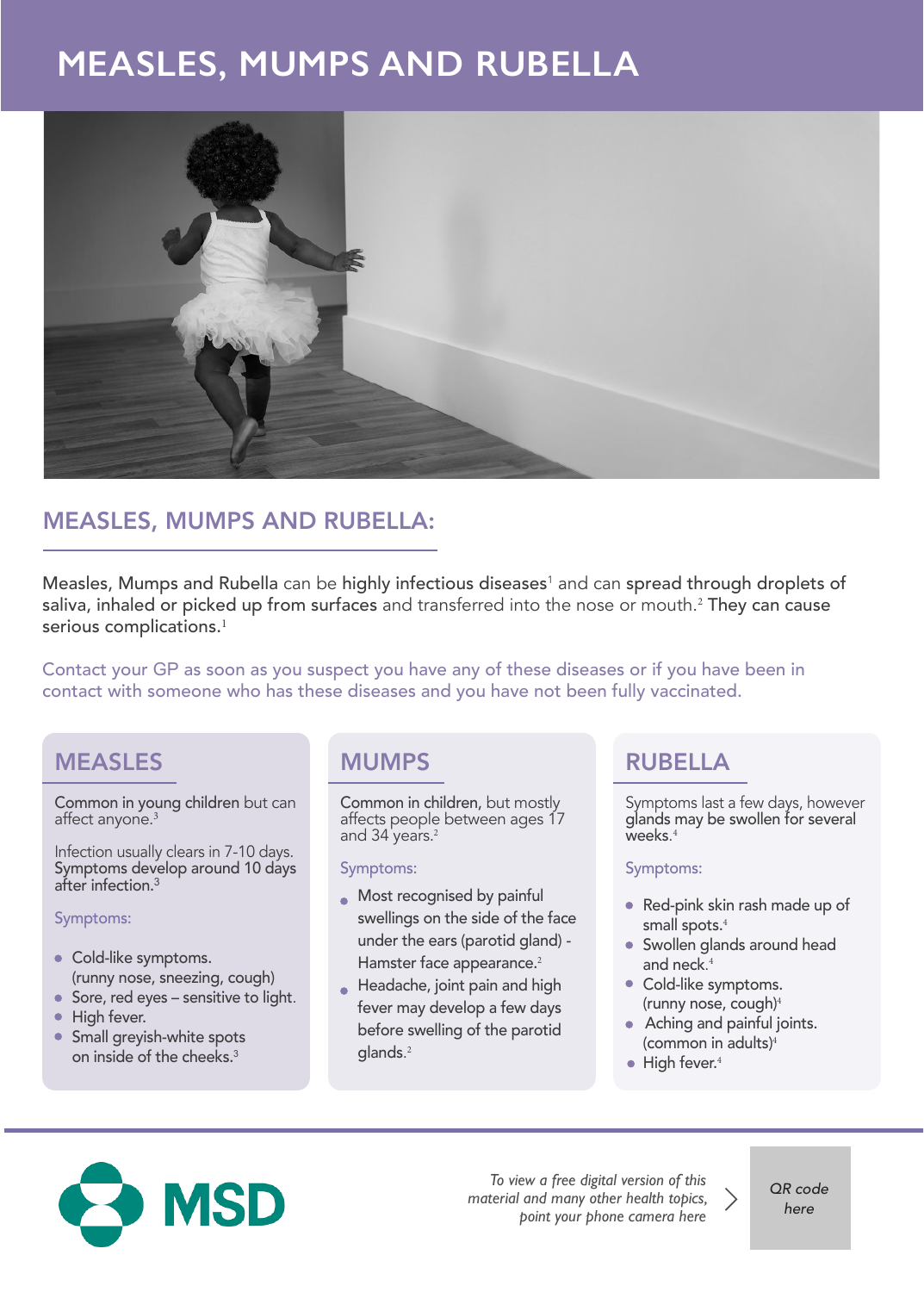# MEASLES, MUMPS AND RUBELLA

## MEASLES, MUMPS AND RUBELLA:

Measles, Mumps and Rubella can be highly infectious diseases[1] and can spread through droplets of saliva, inhaled or picked up from surfaces and transferred into the nose or mouth.[2] They can cause serious complications.[1]

Contact your GP as soon as you suspect you have any of these diseases or if you have been in contact with someone who has these diseases and you have not been fully vaccinated.

### MEASLES

Common in young children but can affect anyone.[3]

Infection usually clears in 7-10 days. Symptoms develop around 10 days after infection.[3]

Symptoms:

- Cold-like symptoms. (runny nose, sneezing, cough)
- Sore, red eyes – sensitive to light.
- High fever.
- Small greyish-white spots on inside of the cheeks.[3]

### MUMPS

Common in children, but mostly affects people between ages 17 and 34 years.[2]

Symptoms:

- Most recognised by painful swellings on the side of the face under the ears (parotid gland) - Hamster face appearance.[2]
- Headache, joint pain and high fever may develop a few days before swelling of the parotid glands.[2]

### RUBELLA

Symptoms last a few days, however glands may be swollen for several weeks.[4]

Symptoms:

- Red-pink skin rash made up of small spots.[4]
- Swollen glands around head and neck.[4]
- Cold-like symptoms. (runny nose, cough)[4]
- Aching and painful joints. (common in adults)[4]
- High fever.[4]

MSD

*To view a free digital version of this material and many other health topics, point your phone camera here*

*QR code here*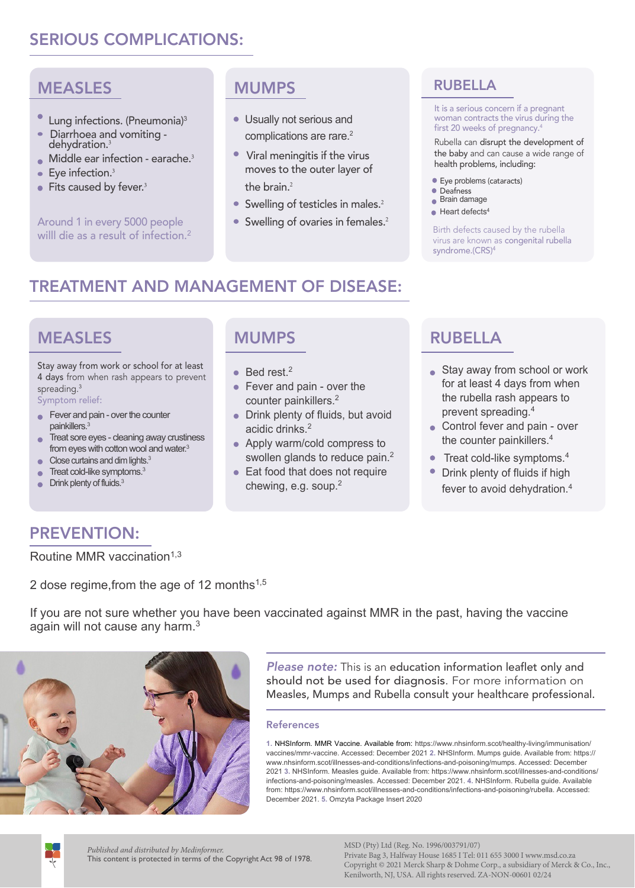## SERIOUS COMPLICATIONS:

### MEASLES

- Lung infections. (Pneumonia)[3]
- Diarrhoea and vomiting - dehydration.[3]
- Middle ear infection - earache.[3]
- Eye infection.[3]
- Fits caused by fever.[3]

Around 1 in every 5000 people willl die as a result of infection.[2]

### MUMPS

- Usually not serious and complications are rare.[2]
- Viral meningitis if the virus moves to the outer layer of the brain.[2]
- Swelling of testicles in males.[2]
- Swelling of ovaries in females.[2]

### RUBELLA

It is a serious concern if a pregnant woman contracts the virus during the first 20 weeks of pregnancy.[4]

Rubella can disrupt the development of the baby and can cause a wide range of health problems, including:

- Eye problems (cataracts)
- Deafness
- Brain damage
- Heart defects[4]

Birth defects caused by the rubella virus are known as congenital rubella syndrome.(CRS)[4]

## TREATMENT AND MANAGEMENT OF DISEASE:

### MEASLES

Stay away from work or school for at least 4 days from when rash appears to prevent spreading.[3]

Symptom relief:

- Fever and pain - over the counter painkillers.[3]
- Treat sore eyes - cleaning away crustiness from eyes with cotton wool and water.[3]
- Close curtains and dim lights.[3]
- Treat cold-like symptoms.[3]
- Drink plenty of fluids.[3]

### MUMPS

- Bed rest.[2]
- Fever and pain - over the counter painkillers.[2]
- Drink plenty of fluids, but avoid acidic drinks.[2]
- Apply warm/cold compress to swollen glands to reduce pain.[2]
- Eat food that does not require chewing, e.g. soup.[2]

### RUBELLA

- Stay away from school or work for at least 4 days from when the rubella rash appears to prevent spreading.[4]
- Control fever and pain - over the counter painkillers.[4]
- Treat cold-like symptoms.[4]
- Drink plenty of fluids if high fever to avoid dehydration.[4]

## PREVENTION:

Routine MMR vaccination[1,3]

2 dose regime,from the age of 12 months[1,5]

If you are not sure whether you have been vaccinated against MMR in the past, having the vaccine again will not cause any harm.[3]

***Please note:*** This is an education information leaflet only and should not be used for diagnosis. For more information on Measles, Mumps and Rubella consult your healthcare professional.

### References

**1.** NHSInform. MMR Vaccine. Available from: https://www.nhsinform.scot/healthy-living/immunisation/vaccines/mmr-vaccine. Accessed: December 2021 **2.** NHSInform. Mumps guide. Available from: https://www.nhsinform.scot/illnesses-and-conditions/infections-and-poisoning/mumps. Accessed: December 2021 **3.** NHSInform. Measles guide. Available from: https://www.nhsinform.scot/illnesses-and-conditions/infections-and-poisoning/measles. Accessed: December 2021. **4.** NHSInform. Rubella guide. Available from: https://www.nhsinform.scot/illnesses-and-conditions/infections-and-poisoning/rubella. Accessed: December 2021. **5.** Omzyta Package Insert 2020

*Published and distributed by Medinformer.*
This content is protected in terms of the Copyright Act 98 of 1978.

MSD (Pty) Ltd (Reg. No. 1996/003791/07)
Private Bag 3, Halfway House 1685 I Tel: 011 655 3000 I www.msd.co.za
Copyright © 2021 Merck Sharp & Dohme Corp., a subsidiary of Merck & Co., Inc., Kenilworth, NJ, USA. All rights reserved. ZA-NON-00601 02/24